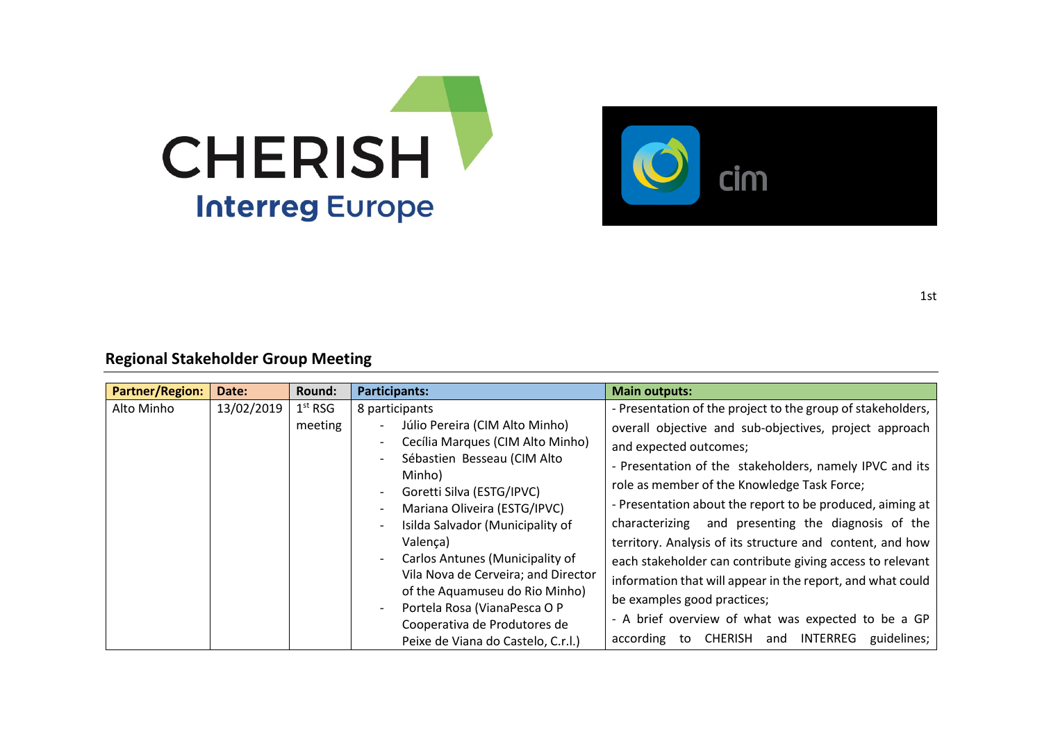CHERISH
Interreg Europe

cim

1st

## Regional Stakeholder Group Meeting

| Partner/Region: | Date: | Round: | Participants: | Main outputs: |
|---|---|---|---|---|
| Alto Minho | 13/02/2019 | 1st RSG meeting | 8 participants<br>- Júlio Pereira (CIM Alto Minho)<br>- Cecília Marques (CIM Alto Minho)<br>- Sébastien Besseau (CIM Alto Minho)<br>- Goretti Silva (ESTG/IPVC)<br>- Mariana Oliveira (ESTG/IPVC)<br>- Isilda Salvador (Municipality of Valença)<br>- Carlos Antunes (Municipality of Vila Nova de Cerveira; and Director of the Aquamuseu do Rio Minho)<br>- Portela Rosa (VianaPesca O P Cooperativa de Produtores de Peixe de Viana do Castelo, C.r.l.) | - Presentation of the project to the group of stakeholders, overall objective and sub-objectives, project approach and expected outcomes;<br>- Presentation of the stakeholders, namely IPVC and its role as member of the Knowledge Task Force;<br>- Presentation about the report to be produced, aiming at characterizing and presenting the diagnosis of the territory. Analysis of its structure and content, and how each stakeholder can contribute giving access to relevant information that will appear in the report, and what could be examples good practices;<br>- A brief overview of what was expected to be a GP according to CHERISH and INTERREG guidelines; |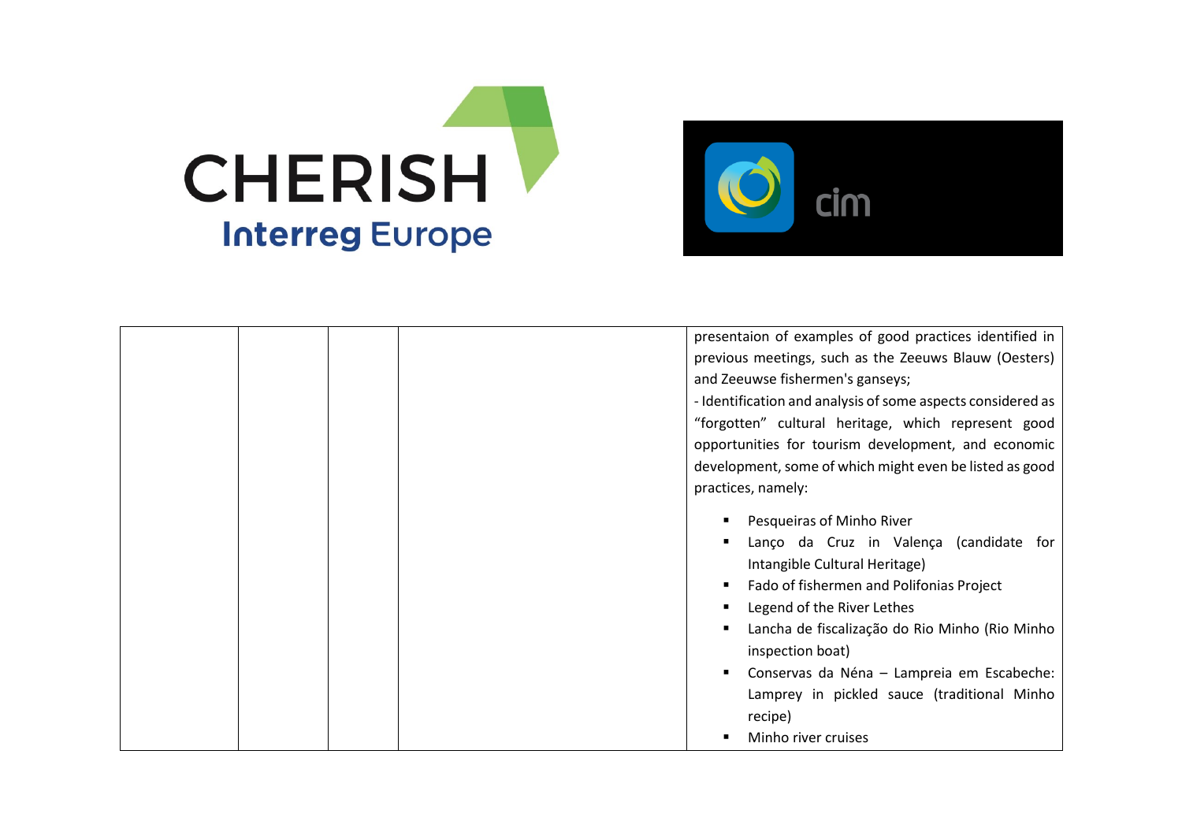| | | | | |
|---|---|---|---|---|
| | | | | presentaion of examples of good practices identified in previous meetings, such as the Zeeuws Blauw (Oesters) and Zeeuwse fishermen's ganseys;<br>- Identification and analysis of some aspects considered as “forgotten” cultural heritage, which represent good opportunities for tourism development, and economic development, some of which might even be listed as good practices, namely:<br>▪ Pesqueiras of Minho River<br>▪ Lanço da Cruz in Valença (candidate for Intangible Cultural Heritage)<br>▪ Fado of fishermen and Polifonias Project<br>▪ Legend of the River Lethes<br>▪ Lancha de fiscalização do Rio Minho (Rio Minho inspection boat)<br>▪ Conservas da Néna – Lampreia em Escabeche: Lamprey in pickled sauce (traditional Minho recipe)<br>▪ Minho river cruises |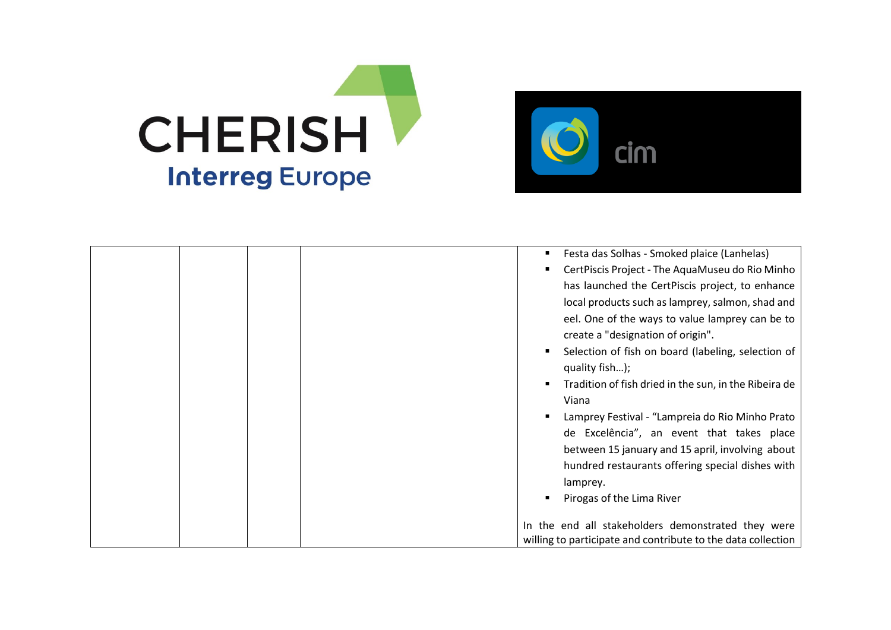|  |  |  |  | <ul><li>Festa das Solhas - Smoked plaice (Lanhelas)</li><li>CertPiscis Project - The AquaMuseu do Rio Minho has launched the CertPiscis project, to enhance local products such as lamprey, salmon, shad and eel. One of the ways to value lamprey can be to create a "designation of origin".</li><li>Selection of fish on board (labeling, selection of quality fish…);</li><li>Tradition of fish dried in the sun, in the Ribeira de Viana</li><li>Lamprey Festival - “Lampreia do Rio Minho Prato de Excelência”, an event that takes place between 15 january and 15 april, involving about hundred restaurants offering special dishes with lamprey.</li><li>Pirogas of the Lima River</li></ul><br>In the end all stakeholders demonstrated they were willing to participate and contribute to the data collection |
|---|---|---|---|---|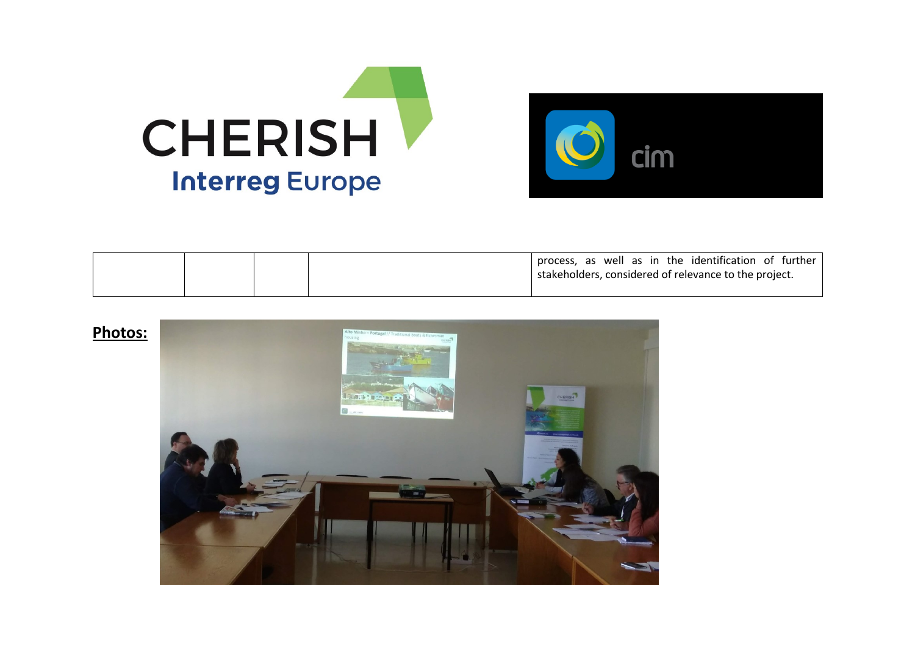| | | | | |
|---|---|---|---|---|
| | | | | process, as well as in the identification of further stakeholders, considered of relevance to the project. |

**Photos:**